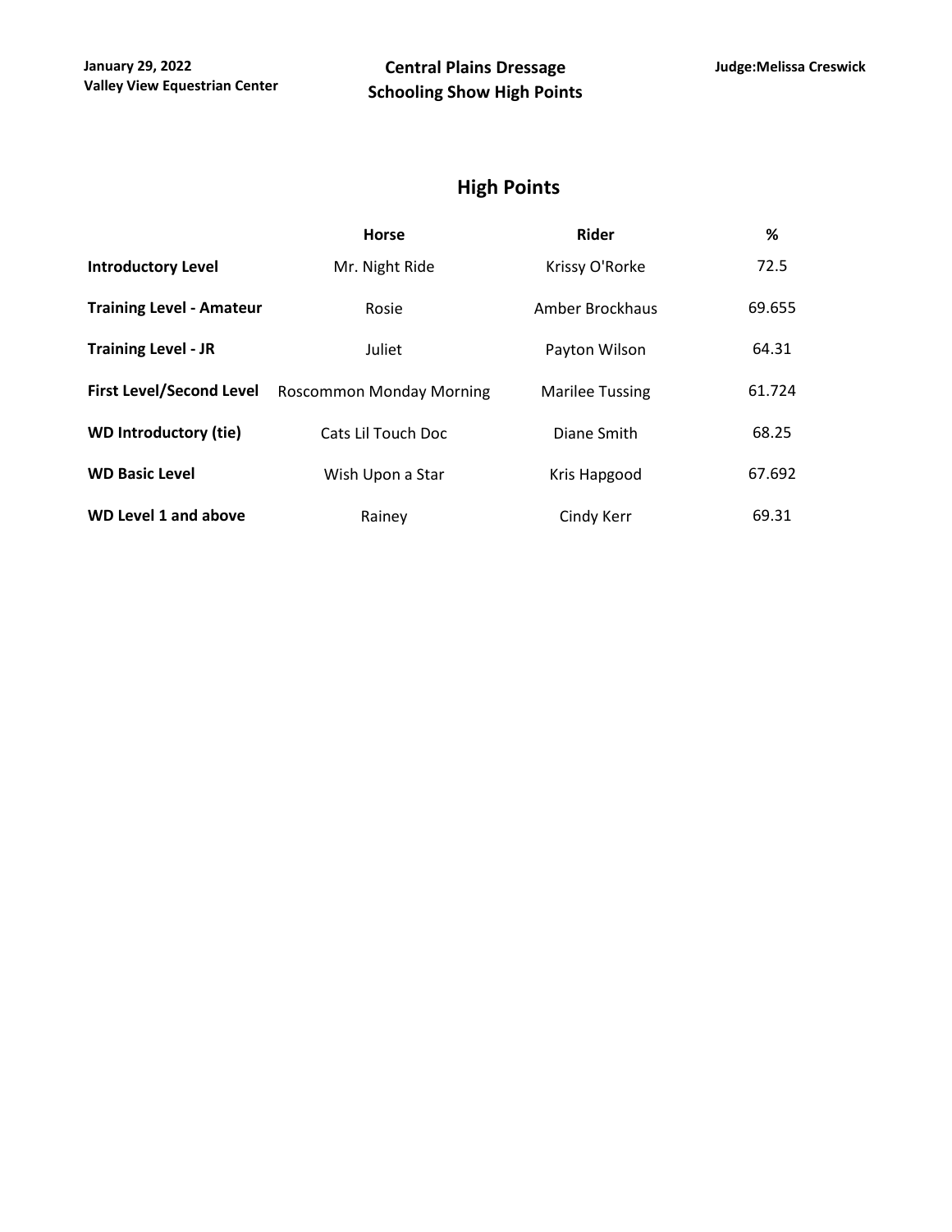**January 29, 2022**
**Valley View Equestrian Center**

# Central Plains Dressage
# Schooling Show High Points

**Judge:Melissa Creswick**

## High Points

| | Horse | Rider | % |
|---|---|---|---|
| **Introductory Level** | Mr. Night Ride | Krissy O'Rorke | 72.5 |
| **Training Level - Amateur** | Rosie | Amber Brockhaus | 69.655 |
| **Training Level - JR** | Juliet | Payton Wilson | 64.31 |
| **First Level/Second Level** | Roscommon Monday Morning | Marilee Tussing | 61.724 |
| **WD Introductory (tie)** | Cats Lil Touch Doc | Diane Smith | 68.25 |
| **WD Basic Level** | Wish Upon a Star | Kris Hapgood | 67.692 |
| **WD Level 1 and above** | Rainey | Cindy Kerr | 69.31 |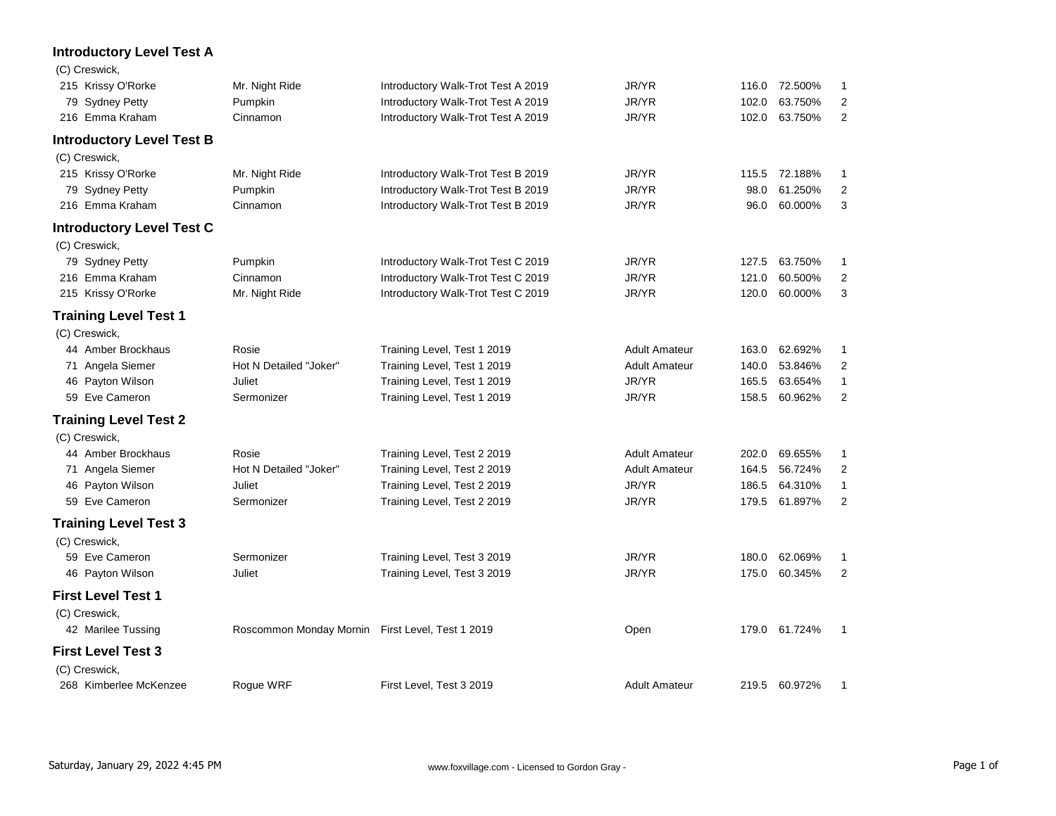### Introductory Level Test A

(C) Creswick,

| No. | Rider | Horse | Test | Division | Score | Percent | Place |
|---|---|---|---|---|---|---|---|
| 215 | Krissy O'Rorke | Mr. Night Ride | Introductory Walk-Trot Test A 2019 | JR/YR | 116.0 | 72.500% | 1 |
| 79 | Sydney Petty | Pumpkin | Introductory Walk-Trot Test A 2019 | JR/YR | 102.0 | 63.750% | 2 |
| 216 | Emma Kraham | Cinnamon | Introductory Walk-Trot Test A 2019 | JR/YR | 102.0 | 63.750% | 2 |

### Introductory Level Test B

(C) Creswick,

| No. | Rider | Horse | Test | Division | Score | Percent | Place |
|---|---|---|---|---|---|---|---|
| 215 | Krissy O'Rorke | Mr. Night Ride | Introductory Walk-Trot Test B 2019 | JR/YR | 115.5 | 72.188% | 1 |
| 79 | Sydney Petty | Pumpkin | Introductory Walk-Trot Test B 2019 | JR/YR | 98.0 | 61.250% | 2 |
| 216 | Emma Kraham | Cinnamon | Introductory Walk-Trot Test B 2019 | JR/YR | 96.0 | 60.000% | 3 |

### Introductory Level Test C

(C) Creswick,

| No. | Rider | Horse | Test | Division | Score | Percent | Place |
|---|---|---|---|---|---|---|---|
| 79 | Sydney Petty | Pumpkin | Introductory Walk-Trot Test C 2019 | JR/YR | 127.5 | 63.750% | 1 |
| 216 | Emma Kraham | Cinnamon | Introductory Walk-Trot Test C 2019 | JR/YR | 121.0 | 60.500% | 2 |
| 215 | Krissy O'Rorke | Mr. Night Ride | Introductory Walk-Trot Test C 2019 | JR/YR | 120.0 | 60.000% | 3 |

### Training Level Test 1

(C) Creswick,

| No. | Rider | Horse | Test | Division | Score | Percent | Place |
|---|---|---|---|---|---|---|---|
| 44 | Amber Brockhaus | Rosie | Training Level, Test 1 2019 | Adult Amateur | 163.0 | 62.692% | 1 |
| 71 | Angela Siemer | Hot N Detailed "Joker" | Training Level, Test 1 2019 | Adult Amateur | 140.0 | 53.846% | 2 |
| 46 | Payton Wilson | Juliet | Training Level, Test 1 2019 | JR/YR | 165.5 | 63.654% | 1 |
| 59 | Eve Cameron | Sermonizer | Training Level, Test 1 2019 | JR/YR | 158.5 | 60.962% | 2 |

### Training Level Test 2

(C) Creswick,

| No. | Rider | Horse | Test | Division | Score | Percent | Place |
|---|---|---|---|---|---|---|---|
| 44 | Amber Brockhaus | Rosie | Training Level, Test 2 2019 | Adult Amateur | 202.0 | 69.655% | 1 |
| 71 | Angela Siemer | Hot N Detailed "Joker" | Training Level, Test 2 2019 | Adult Amateur | 164.5 | 56.724% | 2 |
| 46 | Payton Wilson | Juliet | Training Level, Test 2 2019 | JR/YR | 186.5 | 64.310% | 1 |
| 59 | Eve Cameron | Sermonizer | Training Level, Test 2 2019 | JR/YR | 179.5 | 61.897% | 2 |

### Training Level Test 3

(C) Creswick,

| No. | Rider | Horse | Test | Division | Score | Percent | Place |
|---|---|---|---|---|---|---|---|
| 59 | Eve Cameron | Sermonizer | Training Level, Test 3 2019 | JR/YR | 180.0 | 62.069% | 1 |
| 46 | Payton Wilson | Juliet | Training Level, Test 3 2019 | JR/YR | 175.0 | 60.345% | 2 |

### First Level Test 1

(C) Creswick,

| No. | Rider | Horse | Test | Division | Score | Percent | Place |
|---|---|---|---|---|---|---|---|
| 42 | Marilee Tussing | Roscommon Monday Mornin | First Level, Test 1 2019 | Open | 179.0 | 61.724% | 1 |

### First Level Test 3

(C) Creswick,

| No. | Rider | Horse | Test | Division | Score | Percent | Place |
|---|---|---|---|---|---|---|---|
| 268 | Kimberlee McKenzee | Rogue WRF | First Level, Test 3 2019 | Adult Amateur | 219.5 | 60.972% | 1 |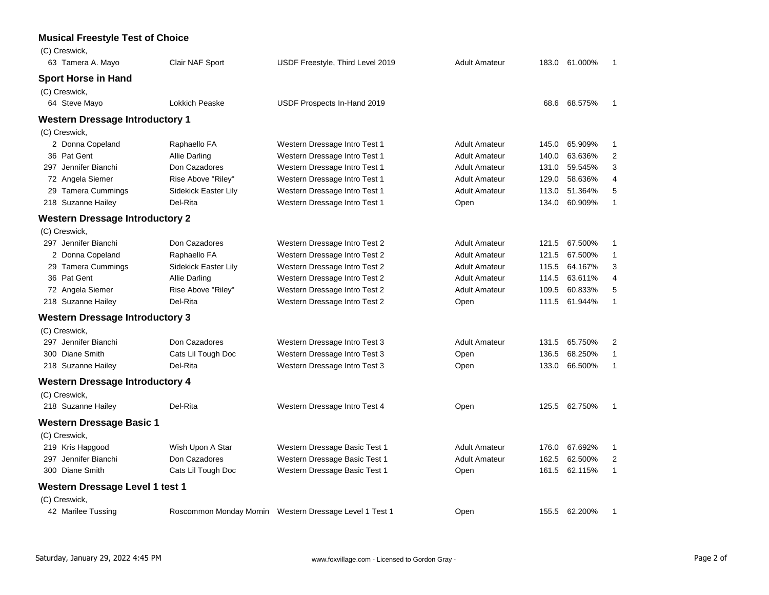### Musical Freestyle Test of Choice

(C) Creswick,

| No. | Rider | Horse | Test | Division | Score | Percent | Place |
|---|---|---|---|---|---|---|---|
| 63 | Tamera A. Mayo | Clair NAF Sport | USDF Freestyle, Third Level 2019 | Adult Amateur | 183.0 | 61.000% | 1 |

### Sport Horse in Hand

(C) Creswick,

| No. | Rider | Horse | Test | Division | Score | Percent | Place |
|---|---|---|---|---|---|---|---|
| 64 | Steve Mayo | Lokkich Peaske | USDF Prospects In-Hand 2019 | | 68.6 | 68.575% | 1 |

### Western Dressage Introductory 1

(C) Creswick,

| No. | Rider | Horse | Test | Division | Score | Percent | Place |
|---|---|---|---|---|---|---|---|
| 2 | Donna Copeland | Raphaello FA | Western Dressage Intro Test 1 | Adult Amateur | 145.0 | 65.909% | 1 |
| 36 | Pat Gent | Allie Darling | Western Dressage Intro Test 1 | Adult Amateur | 140.0 | 63.636% | 2 |
| 297 | Jennifer Bianchi | Don Cazadores | Western Dressage Intro Test 1 | Adult Amateur | 131.0 | 59.545% | 3 |
| 72 | Angela Siemer | Rise Above "Riley" | Western Dressage Intro Test 1 | Adult Amateur | 129.0 | 58.636% | 4 |
| 29 | Tamera Cummings | Sidekick Easter Lily | Western Dressage Intro Test 1 | Adult Amateur | 113.0 | 51.364% | 5 |
| 218 | Suzanne Hailey | Del-Rita | Western Dressage Intro Test 1 | Open | 134.0 | 60.909% | 1 |

### Western Dressage Introductory 2

(C) Creswick,

| No. | Rider | Horse | Test | Division | Score | Percent | Place |
|---|---|---|---|---|---|---|---|
| 297 | Jennifer Bianchi | Don Cazadores | Western Dressage Intro Test 2 | Adult Amateur | 121.5 | 67.500% | 1 |
| 2 | Donna Copeland | Raphaello FA | Western Dressage Intro Test 2 | Adult Amateur | 121.5 | 67.500% | 1 |
| 29 | Tamera Cummings | Sidekick Easter Lily | Western Dressage Intro Test 2 | Adult Amateur | 115.5 | 64.167% | 3 |
| 36 | Pat Gent | Allie Darling | Western Dressage Intro Test 2 | Adult Amateur | 114.5 | 63.611% | 4 |
| 72 | Angela Siemer | Rise Above "Riley" | Western Dressage Intro Test 2 | Adult Amateur | 109.5 | 60.833% | 5 |
| 218 | Suzanne Hailey | Del-Rita | Western Dressage Intro Test 2 | Open | 111.5 | 61.944% | 1 |

### Western Dressage Introductory 3

(C) Creswick,

| No. | Rider | Horse | Test | Division | Score | Percent | Place |
|---|---|---|---|---|---|---|---|
| 297 | Jennifer Bianchi | Don Cazadores | Western Dressage Intro Test 3 | Adult Amateur | 131.5 | 65.750% | 2 |
| 300 | Diane Smith | Cats Lil Tough Doc | Western Dressage Intro Test 3 | Open | 136.5 | 68.250% | 1 |
| 218 | Suzanne Hailey | Del-Rita | Western Dressage Intro Test 3 | Open | 133.0 | 66.500% | 1 |

### Western Dressage Introductory 4

(C) Creswick,

| No. | Rider | Horse | Test | Division | Score | Percent | Place |
|---|---|---|---|---|---|---|---|
| 218 | Suzanne Hailey | Del-Rita | Western Dressage Intro Test 4 | Open | 125.5 | 62.750% | 1 |

### Western Dressage Basic 1

(C) Creswick,

| No. | Rider | Horse | Test | Division | Score | Percent | Place |
|---|---|---|---|---|---|---|---|
| 219 | Kris Hapgood | Wish Upon A Star | Western Dressage Basic Test 1 | Adult Amateur | 176.0 | 67.692% | 1 |
| 297 | Jennifer Bianchi | Don Cazadores | Western Dressage Basic Test 1 | Adult Amateur | 162.5 | 62.500% | 2 |
| 300 | Diane Smith | Cats Lil Tough Doc | Western Dressage Basic Test 1 | Open | 161.5 | 62.115% | 1 |

### Western Dressage Level 1 test 1

(C) Creswick,

| No. | Rider | Horse | Test | Division | Score | Percent | Place |
|---|---|---|---|---|---|---|---|
| 42 | Marilee Tussing | Roscommon Monday Mornin | Western Dressage Level 1 Test 1 | Open | 155.5 | 62.200% | 1 |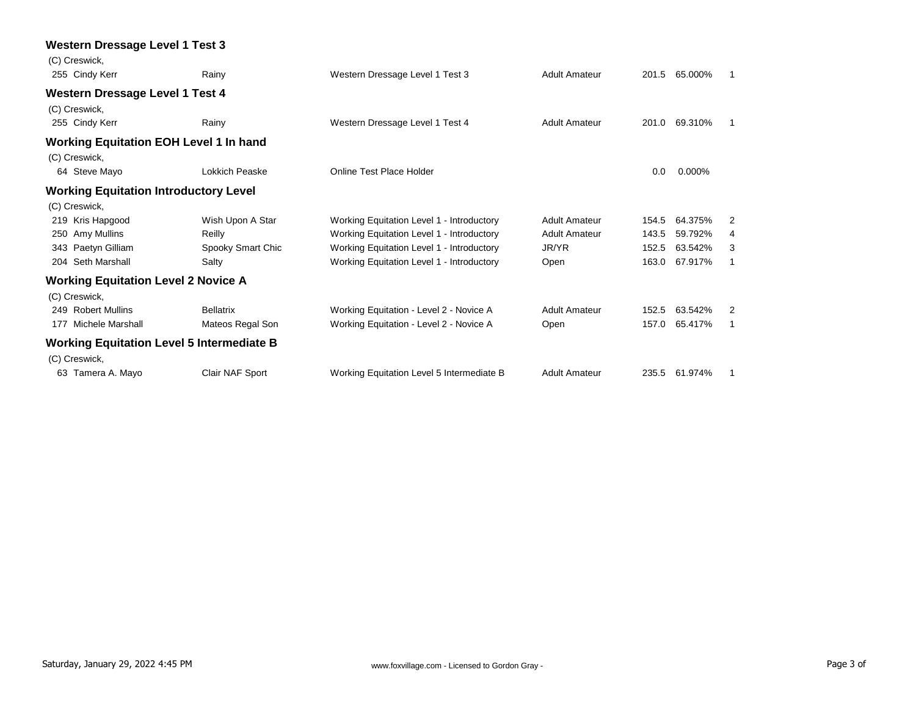### Western Dressage Level 1 Test 3

(C) Creswick,

| # | Rider | Horse | Test | Division | Score | Percent | Place |
|---|---|---|---|---|---|---|---|
| 255 | Cindy Kerr | Rainy | Western Dressage Level 1 Test 3 | Adult Amateur | 201.5 | 65.000% | 1 |

### Western Dressage Level 1 Test 4

(C) Creswick,

| # | Rider | Horse | Test | Division | Score | Percent | Place |
|---|---|---|---|---|---|---|---|
| 255 | Cindy Kerr | Rainy | Western Dressage Level 1 Test 4 | Adult Amateur | 201.0 | 69.310% | 1 |

### Working Equitation EOH Level 1 In hand

(C) Creswick,

| # | Rider | Horse | Test | Division | Score | Percent | Place |
|---|---|---|---|---|---|---|---|
| 64 | Steve Mayo | Lokkich Peaske | Online Test Place Holder | | 0.0 | 0.000% | |

### Working Equitation Introductory Level

(C) Creswick,

| # | Rider | Horse | Test | Division | Score | Percent | Place |
|---|---|---|---|---|---|---|---|
| 219 | Kris Hapgood | Wish Upon A Star | Working Equitation Level 1 - Introductory | Adult Amateur | 154.5 | 64.375% | 2 |
| 250 | Amy Mullins | Reilly | Working Equitation Level 1 - Introductory | Adult Amateur | 143.5 | 59.792% | 4 |
| 343 | Paetyn Gilliam | Spooky Smart Chic | Working Equitation Level 1 - Introductory | JR/YR | 152.5 | 63.542% | 3 |
| 204 | Seth Marshall | Salty | Working Equitation Level 1 - Introductory | Open | 163.0 | 67.917% | 1 |

### Working Equitation Level 2 Novice A

(C) Creswick,

| # | Rider | Horse | Test | Division | Score | Percent | Place |
|---|---|---|---|---|---|---|---|
| 249 | Robert Mullins | Bellatrix | Working Equitation - Level 2 - Novice A | Adult Amateur | 152.5 | 63.542% | 2 |
| 177 | Michele Marshall | Mateos Regal Son | Working Equitation - Level 2 - Novice A | Open | 157.0 | 65.417% | 1 |

### Working Equitation Level 5 Intermediate B

(C) Creswick,

| # | Rider | Horse | Test | Division | Score | Percent | Place |
|---|---|---|---|---|---|---|---|
| 63 | Tamera A. Mayo | Clair NAF Sport | Working Equitation Level 5 Intermediate B | Adult Amateur | 235.5 | 61.974% | 1 |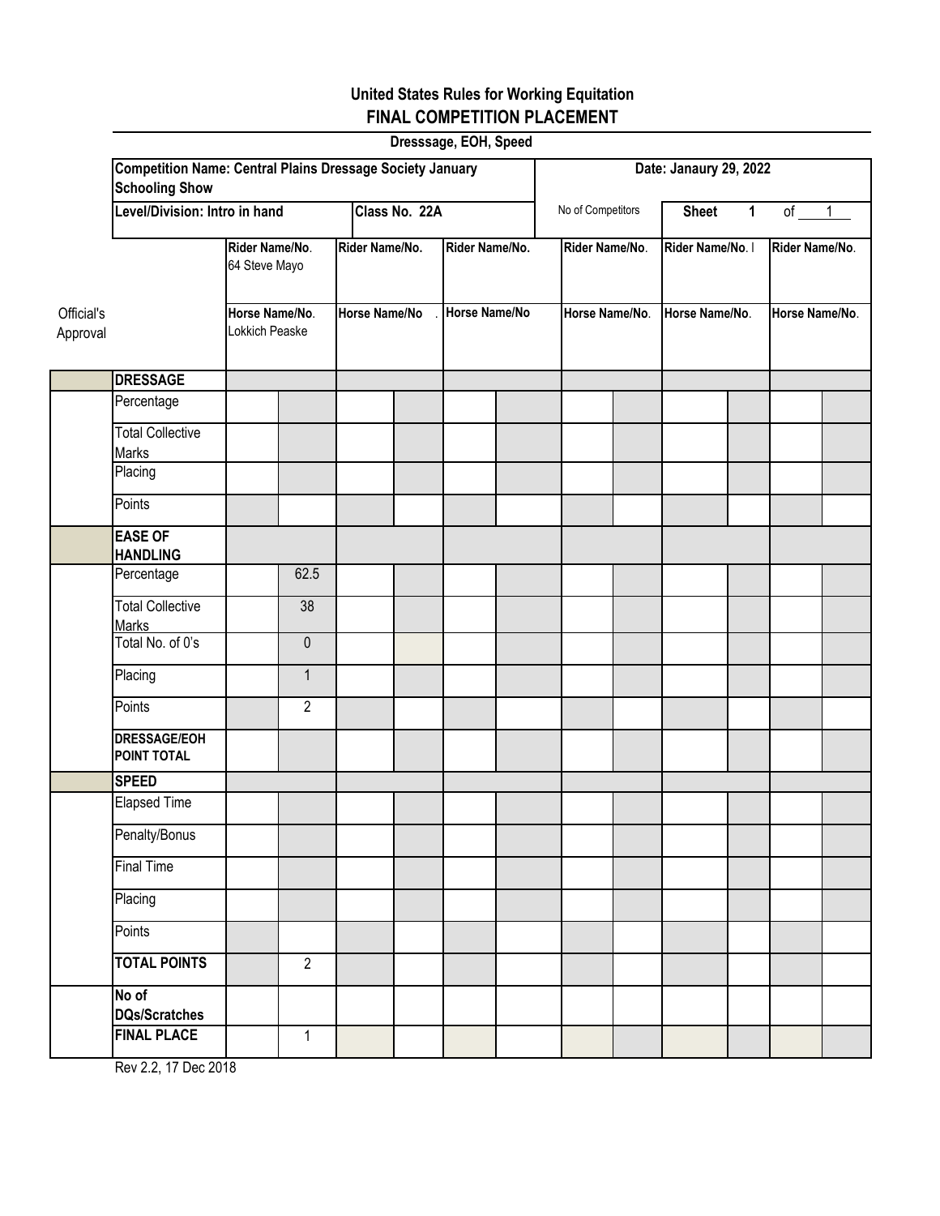# United States Rules for Working Equitation

## FINAL COMPETITION PLACEMENT

**Dresssage, EOH, Speed**

| **Competition Name: Central Plains Dressage Society January Schooling Show** | **Date: Janaury 29, 2022** |
|---|---|
| **Level/Division: Intro in hand** — **Class No. 22A** | No of Competitors — **Sheet 1 of 1** |

| Official's Approval | | **Rider Name/No.** 64 Steve Mayo / **Horse Name/No.** Lokkich Peaske | | **Rider Name/No.** / **Horse Name/No** | | **Rider Name/No.** / **Horse Name/No** | | **Rider Name/No.** / **Horse Name/No.** | | **Rider Name/No.** / **Horse Name/No.** | | **Rider Name/No.** / **Horse Name/No.** | |
|---|---|---|---|---|---|---|---|---|---|---|---|---|---|
| | **DRESSAGE** | | | | | | | | | | | | |
| | Percentage | | | | | | | | | | | | |
| | Total Collective Marks | | | | | | | | | | | | |
| | Placing | | | | | | | | | | | | |
| | Points | | | | | | | | | | | | |
| | **EASE OF HANDLING** | | | | | | | | | | | | |
| | Percentage | | 62.5 | | | | | | | | | | |
| | Total Collective Marks | | 38 | | | | | | | | | | |
| | Total No. of 0's | | 0 | | | | | | | | | | |
| | Placing | | 1 | | | | | | | | | | |
| | Points | | 2 | | | | | | | | | | |
| | **DRESSAGE/EOH POINT TOTAL** | | | | | | | | | | | | |
| | **SPEED** | | | | | | | | | | | | |
| | Elapsed Time | | | | | | | | | | | | |
| | Penalty/Bonus | | | | | | | | | | | | |
| | Final Time | | | | | | | | | | | | |
| | Placing | | | | | | | | | | | | |
| | Points | | | | | | | | | | | | |
| | **TOTAL POINTS** | | 2 | | | | | | | | | | |
| | **No of DQs/Scratches** | | | | | | | | | | | | |
| | **FINAL PLACE** | | 1 | | | | | | | | | | |

Rev 2.2, 17 Dec 2018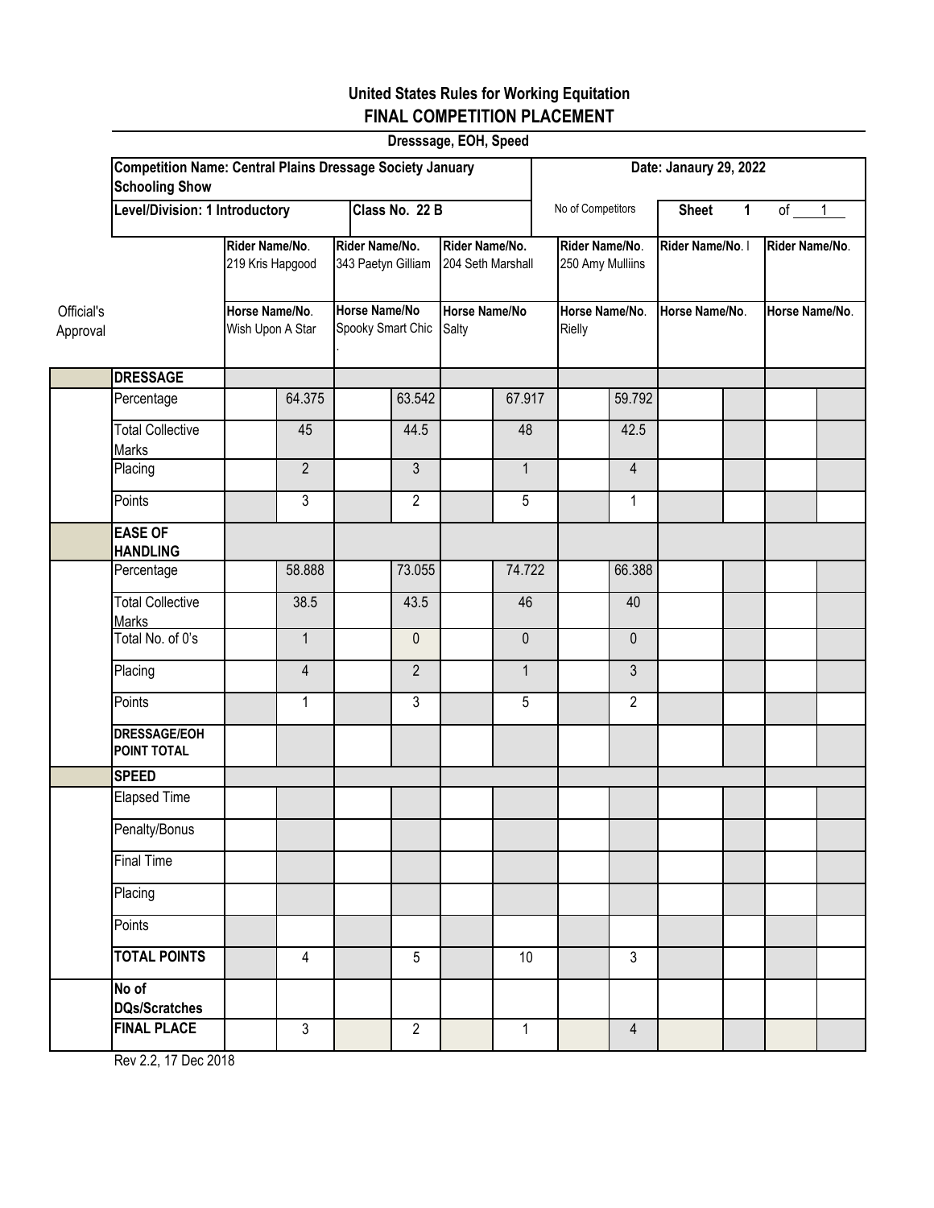## United States Rules for Working Equitation
## FINAL COMPETITION PLACEMENT

**Dresssage, EOH, Speed**

**Competition Name: Central Plains Dressage Society January Schooling Show**

**Date: Janaury 29, 2022**

**Level/Division: 1 Introductory** | **Class No. 22 B** | No of Competitors | **Sheet 1 of 1**

| Official's Approval | | Rider Name/No. 219 Kris Hapgood / Horse Name/No. Wish Upon A Star | Rider Name/No. 343 Paetyn Gilliam / Horse Name/No Spooky Smart Chic | Rider Name/No. 204 Seth Marshall / Horse Name/No Salty | Rider Name/No. 250 Amy Mulliins / Horse Name/No. Rielly | Rider Name/No. / Horse Name/No. | Rider Name/No. / Horse Name/No. |
|---|---|---|---|---|---|---|---|
| | **DRESSAGE** | | | | | | |
| | Percentage | 64.375 | 63.542 | 67.917 | 59.792 | | |
| | Total Collective Marks | 45 | 44.5 | 48 | 42.5 | | |
| | Placing | 2 | 3 | 1 | 4 | | |
| | Points | 3 | 2 | 5 | 1 | | |
| | **EASE OF HANDLING** | | | | | | |
| | Percentage | 58.888 | 73.055 | 74.722 | 66.388 | | |
| | Total Collective Marks | 38.5 | 43.5 | 46 | 40 | | |
| | Total No. of 0's | 1 | 0 | 0 | 0 | | |
| | Placing | 4 | 2 | 1 | 3 | | |
| | Points | 1 | 3 | 5 | 2 | | |
| | **DRESSAGE/EOH POINT TOTAL** | | | | | | |
| | **SPEED** | | | | | | |
| | Elapsed Time | | | | | | |
| | Penalty/Bonus | | | | | | |
| | Final Time | | | | | | |
| | Placing | | | | | | |
| | Points | | | | | | |
| | **TOTAL POINTS** | 4 | 5 | 10 | 3 | | |
| | **No of DQs/Scratches** | | | | | | |
| | **FINAL PLACE** | 3 | 2 | 1 | 4 | | |

Rev 2.2, 17 Dec 2018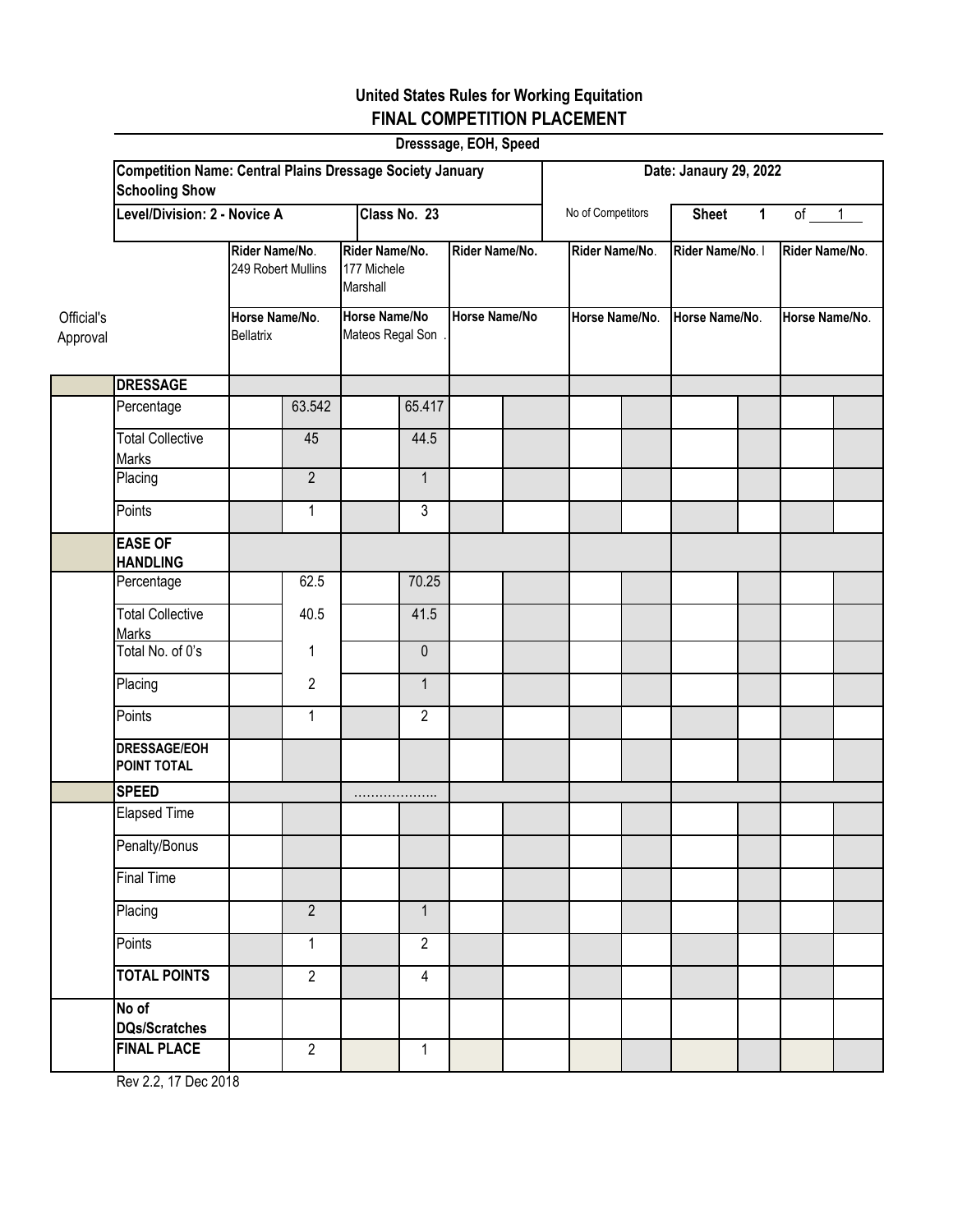# United States Rules for Working Equitation
## FINAL COMPETITION PLACEMENT

**Dresssage, EOH, Speed**

| **Competition Name: Central Plains Dressage Society January Schooling Show** | **Date: Janaury 29, 2022** |
|---|---|
| **Level/Division: 2 - Novice A** &nbsp;&nbsp; **Class No. 23** | No of Competitors &nbsp;&nbsp; **Sheet 1** of 1 |

| Official's Approval | | Rider Name/No. 249 Robert Mullins | | Rider Name/No. 177 Michele Marshall | | Rider Name/No. | | Rider Name/No. | | Rider Name/No. | | Rider Name/No. | |
|---|---|---|---|---|---|---|---|---|---|---|---|---|---|
| | | Horse Name/No. Bellatrix | | Horse Name/No Mateos Regal Son . | | Horse Name/No | | Horse Name/No. | | Horse Name/No. | | Horse Name/No. | |
| | **DRESSAGE** | | | | | | | | | | | | |
| | Percentage | | 63.542 | | 65.417 | | | | | | | | |
| | Total Collective Marks | | 45 | | 44.5 | | | | | | | | |
| | Placing | | 2 | | 1 | | | | | | | | |
| | Points | | 1 | | 3 | | | | | | | | |
| | **EASE OF HANDLING** | | | | | | | | | | | | |
| | Percentage | | 62.5 | | 70.25 | | | | | | | | |
| | Total Collective Marks | | 40.5 | | 41.5 | | | | | | | | |
| | Total No. of 0's | | 1 | | 0 | | | | | | | | |
| | Placing | | 2 | | 1 | | | | | | | | |
| | Points | | 1 | | 2 | | | | | | | | |
| | **DRESSAGE/EOH POINT TOTAL** | | | | | | | | | | | | |
| | **SPEED** | | | ……………….. | | | | | | | | | |
| | Elapsed Time | | | | | | | | | | | | |
| | Penalty/Bonus | | | | | | | | | | | | |
| | Final Time | | | | | | | | | | | | |
| | Placing | | 2 | | 1 | | | | | | | | |
| | Points | | 1 | | 2 | | | | | | | | |
| | **TOTAL POINTS** | | 2 | | 4 | | | | | | | | |
| | **No of DQs/Scratches** | | | | | | | | | | | | |
| | **FINAL PLACE** | | 2 | | 1 | | | | | | | | |

Rev 2.2, 17 Dec 2018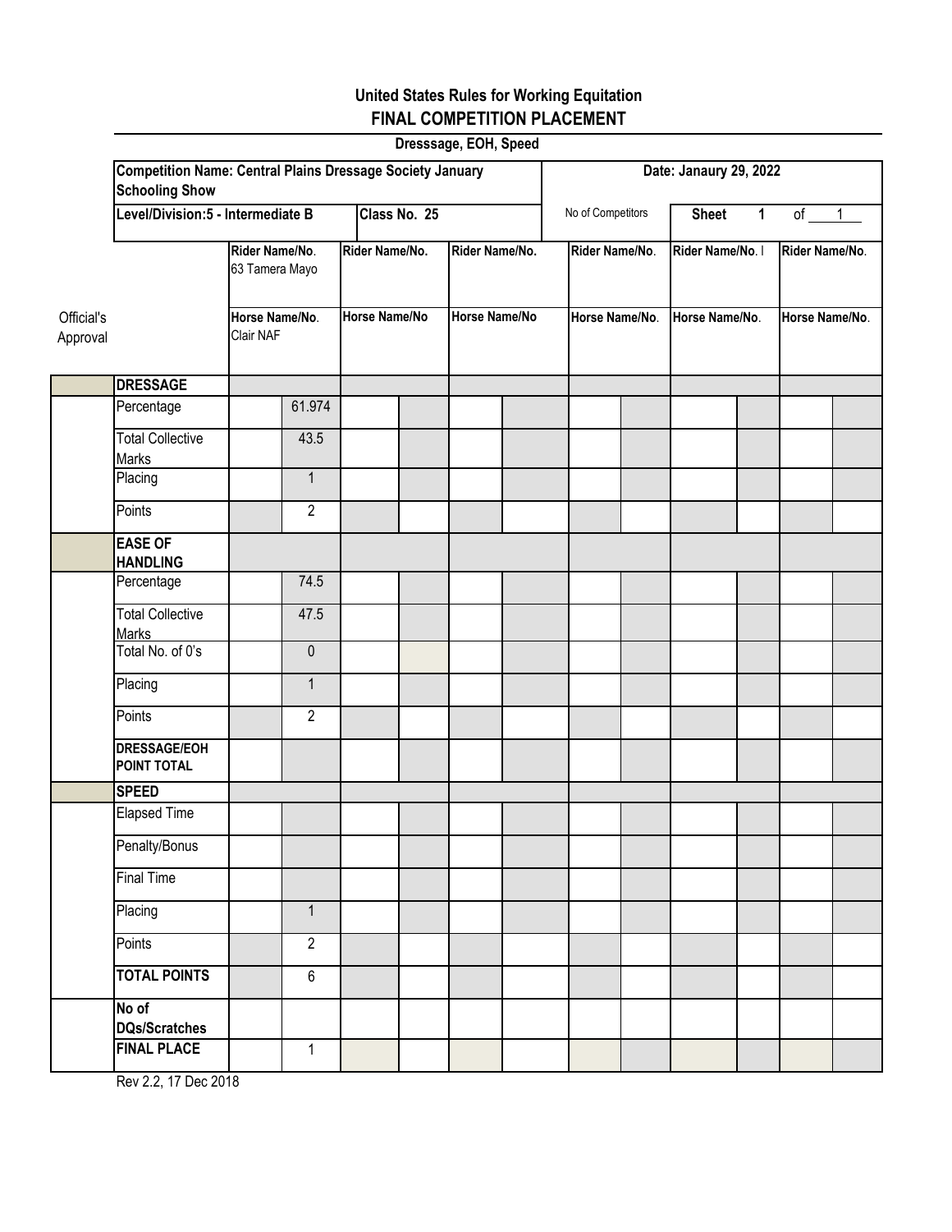## United States Rules for Working Equitation

## FINAL COMPETITION PLACEMENT

**Dresssage, EOH, Speed**

| | | | | | | | | | | | | | |
|---|---|---|---|---|---|---|---|---|---|---|---|---|---|
| | **Competition Name: Central Plains Dressage Society January Schooling Show** | | | | | | | **Date: Janaury 29, 2022** | | | | | |
| | **Level/Division:5 - Intermediate B** | | | **Class No. 25** | | | | No of Competitors | | **Sheet 1** | | of 1 | |
| | | **Rider Name/No.** 63 Tamera Mayo | | **Rider Name/No.** | | **Rider Name/No.** | | **Rider Name/No.** | | **Rider Name/No.** I | | **Rider Name/No.** | |
| Official's Approval | | **Horse Name/No.** Clair NAF | | **Horse Name/No** | | **Horse Name/No** | | **Horse Name/No.** | | **Horse Name/No.** | | **Horse Name/No.** | |
| | **DRESSAGE** | | | | | | | | | | | | |
| | Percentage | | 61.974 | | | | | | | | | | |
| | Total Collective Marks | | 43.5 | | | | | | | | | | |
| | Placing | | 1 | | | | | | | | | | |
| | Points | | 2 | | | | | | | | | | |
| | **EASE OF HANDLING** | | | | | | | | | | | | |
| | Percentage | | 74.5 | | | | | | | | | | |
| | Total Collective Marks | | 47.5 | | | | | | | | | | |
| | Total No. of 0's | | 0 | | | | | | | | | | |
| | Placing | | 1 | | | | | | | | | | |
| | Points | | 2 | | | | | | | | | | |
| | **DRESSAGE/EOH POINT TOTAL** | | | | | | | | | | | | |
| | **SPEED** | | | | | | | | | | | | |
| | Elapsed Time | | | | | | | | | | | | |
| | Penalty/Bonus | | | | | | | | | | | | |
| | Final Time | | | | | | | | | | | | |
| | Placing | | 1 | | | | | | | | | | |
| | Points | | 2 | | | | | | | | | | |
| | **TOTAL POINTS** | | 6 | | | | | | | | | | |
| | **No of DQs/Scratches** | | | | | | | | | | | | |
| | **FINAL PLACE** | | 1 | | | | | | | | | | |

Rev 2.2, 17 Dec 2018